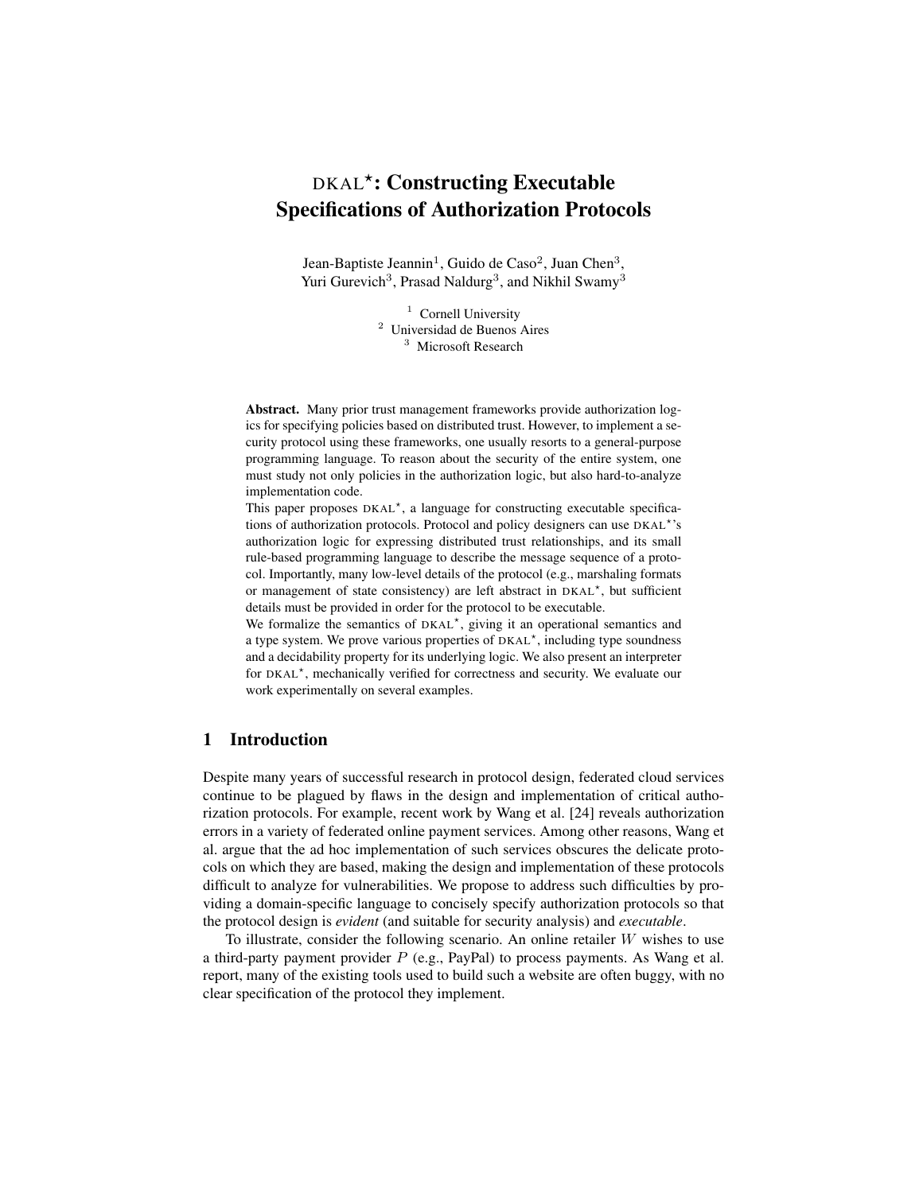# DKAL$^\star$: Constructing Executable Specifications of Authorization Protocols

Jean-Baptiste Jeannin[1], Guido de Caso[2], Juan Chen[3], Yuri Gurevich[3], Prasad Naldurg[3], and Nikhil Swamy[3]

[1] Cornell University
[2] Universidad de Buenos Aires
[3] Microsoft Research

**Abstract.** Many prior trust management frameworks provide authorization logics for specifying policies based on distributed trust. However, to implement a security protocol using these frameworks, one usually resorts to a general-purpose programming language. To reason about the security of the entire system, one must study not only policies in the authorization logic, but also hard-to-analyze implementation code.

This paper proposes DKAL$^\star$, a language for constructing executable specifications of authorization protocols. Protocol and policy designers can use DKAL$^\star$'s authorization logic for expressing distributed trust relationships, and its small rule-based programming language to describe the message sequence of a protocol. Importantly, many low-level details of the protocol (e.g., marshaling formats or management of state consistency) are left abstract in DKAL$^\star$, but sufficient details must be provided in order for the protocol to be executable.

We formalize the semantics of DKAL$^\star$, giving it an operational semantics and a type system. We prove various properties of DKAL$^\star$, including type soundness and a decidability property for its underlying logic. We also present an interpreter for DKAL$^\star$, mechanically verified for correctness and security. We evaluate our work experimentally on several examples.

## 1 Introduction

Despite many years of successful research in protocol design, federated cloud services continue to be plagued by flaws in the design and implementation of critical authorization protocols. For example, recent work by Wang et al. [24] reveals authorization errors in a variety of federated online payment services. Among other reasons, Wang et al. argue that the ad hoc implementation of such services obscures the delicate protocols on which they are based, making the design and implementation of these protocols difficult to analyze for vulnerabilities. We propose to address such difficulties by providing a domain-specific language to concisely specify authorization protocols so that the protocol design is *evident* (and suitable for security analysis) and *executable*.

To illustrate, consider the following scenario. An online retailer $W$ wishes to use a third-party payment provider $P$ (e.g., PayPal) to process payments. As Wang et al. report, many of the existing tools used to build such a website are often buggy, with no clear specification of the protocol they implement.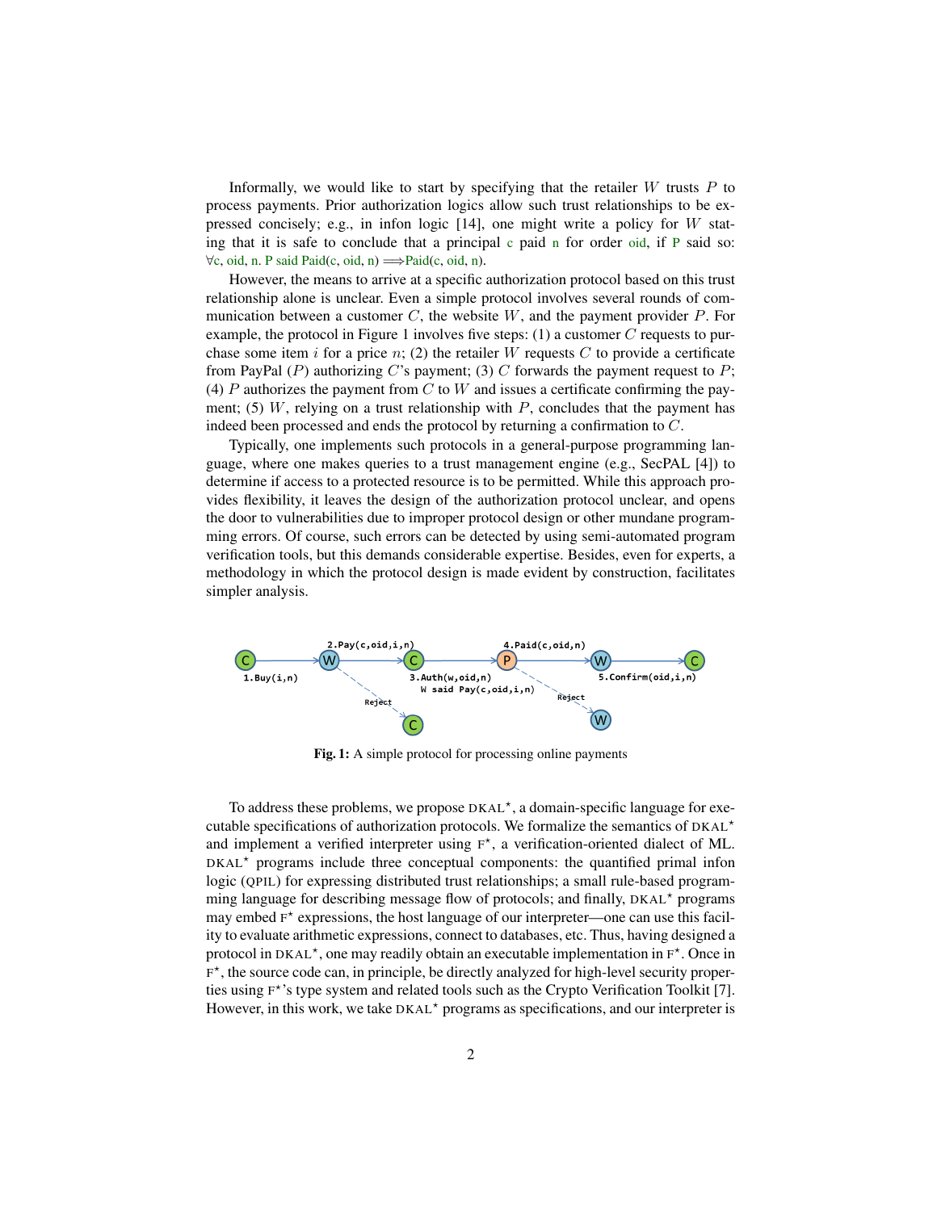Informally, we would like to start by specifying that the retailer $W$ trusts $P$ to process payments. Prior authorization logics allow such trust relationships to be expressed concisely; e.g., in infon logic [14], one might write a policy for $W$ stating that it is safe to conclude that a principal c paid n for order oid, if P said so: ∀c, oid, n. P said Paid(c, oid, n) ⟹Paid(c, oid, n).

However, the means to arrive at a specific authorization protocol based on this trust relationship alone is unclear. Even a simple protocol involves several rounds of communication between a customer $C$, the website $W$, and the payment provider $P$. For example, the protocol in Figure 1 involves five steps: (1) a customer $C$ requests to purchase some item $i$ for a price $n$; (2) the retailer $W$ requests $C$ to provide a certificate from PayPal ($P$) authorizing $C$'s payment; (3) $C$ forwards the payment request to $P$; (4) $P$ authorizes the payment from $C$ to $W$ and issues a certificate confirming the payment; (5) $W$, relying on a trust relationship with $P$, concludes that the payment has indeed been processed and ends the protocol by returning a confirmation to $C$.

Typically, one implements such protocols in a general-purpose programming language, where one makes queries to a trust management engine (e.g., SecPAL [4]) to determine if access to a protected resource is to be permitted. While this approach provides flexibility, it leaves the design of the authorization protocol unclear, and opens the door to vulnerabilities due to improper protocol design or other mundane programming errors. Of course, such errors can be detected by using semi-automated program verification tools, but this demands considerable expertise. Besides, even for experts, a methodology in which the protocol design is made evident by construction, facilitates simpler analysis.

```
                 2.Pay(c,oid,i,n)              4.Paid(c,oid,n)
 (C) ----------> (W) -------------> (C) ----------> (P) ----------> (W) ----------> (C)
 1.Buy(i,n)       \                 3.Auth(w,oid,n)    \             5.Confirm(oid,i,n)
                   \ Reject         W said Pay(c,oid,i,n) \ Reject
                    v                                      v
                   (C)                                    (W)
```

**Fig. 1:** A simple protocol for processing online payments

To address these problems, we propose DKAL*, a domain-specific language for executable specifications of authorization protocols. We formalize the semantics of DKAL* and implement a verified interpreter using F*, a verification-oriented dialect of ML. DKAL* programs include three conceptual components: the quantified primal infon logic (QPIL) for expressing distributed trust relationships; a small rule-based programming language for describing message flow of protocols; and finally, DKAL* programs may embed F* expressions, the host language of our interpreter—one can use this facility to evaluate arithmetic expressions, connect to databases, etc. Thus, having designed a protocol in DKAL*, one may readily obtain an executable implementation in F*. Once in F*, the source code can, in principle, be directly analyzed for high-level security properties using F*'s type system and related tools such as the Crypto Verification Toolkit [7]. However, in this work, we take DKAL* programs as specifications, and our interpreter is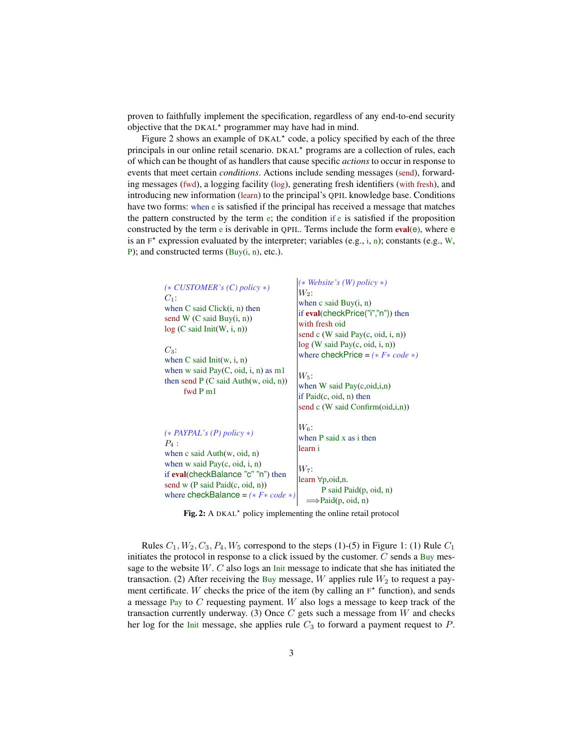proven to faithfully implement the specification, regardless of any end-to-end security objective that the DKAL⋆ programmer may have had in mind.

Figure 2 shows an example of DKAL⋆ code, a policy specified by each of the three principals in our online retail scenario. DKAL⋆ programs are a collection of rules, each of which can be thought of as handlers that cause specific *actions* to occur in response to events that meet certain *conditions*. Actions include sending messages (send), forwarding messages (fwd), a logging facility (log), generating fresh identifiers (with fresh), and introducing new information (learn) to the principal's QPIL knowledge base. Conditions have two forms: when e is satisfied if the principal has received a message that matches the pattern constructed by the term e; the condition if e is satisfied if the proposition constructed by the term e is derivable in QPIL. Terms include the form **eval**(e), where e is an F⋆ expression evaluated by the interpreter; variables (e.g., i, n); constants (e.g., W, P); and constructed terms (Buy(i, n), etc.).

```
(* CUSTOMER's (C) policy *)
C1:
when C said Click(i, n) then
send W (C said Buy(i, n))
log (C said Init(W, i, n))

C3:
when C said Init(w, i, n)
when w said Pay(C, oid, i, n) as m1
then send P (C said Auth(w, oid, n))
     fwd P m1

(* PAYPAL's (P) policy *)
P4 :
when c said Auth(w, oid, n)
when w said Pay(c, oid, i, n)
if eval(checkBalance "c" "n") then
send w (P said Paid(c, oid, n))
where checkBalance = (* F* code *)
```

```
(* Website's (W) policy *)
W2:
when c said Buy(i, n)
if eval(checkPrice("i","n")) then
with fresh oid
send c (W said Pay(c, oid, i, n))
log (W said Pay(c, oid, i, n))
where checkPrice = (* F* code *)

W5:
when W said Pay(c,oid,i,n)
if Paid(c, oid, n) then
send c (W said Confirm(oid,i,n))

W6:
when P said x as i then
learn i

W7:
learn ∀p,oid,n.
      P said Paid(p, oid, n)
  ⟹Paid(p, oid, n)
```

**Fig. 2:** A DKAL⋆ policy implementing the online retail protocol

Rules $C_1, W_2, C_3, P_4, W_5$ correspond to the steps (1)-(5) in Figure 1: (1) Rule $C_1$ initiates the protocol in response to a click issued by the customer. $C$ sends a Buy message to the website $W$. $C$ also logs an Init message to indicate that she has initiated the transaction. (2) After receiving the Buy message, $W$ applies rule $W_2$ to request a payment certificate. $W$ checks the price of the item (by calling an F⋆ function), and sends a message Pay to $C$ requesting payment. $W$ also logs a message to keep track of the transaction currently underway. (3) Once $C$ gets such a message from $W$ and checks her log for the Init message, she applies rule $C_3$ to forward a payment request to $P$.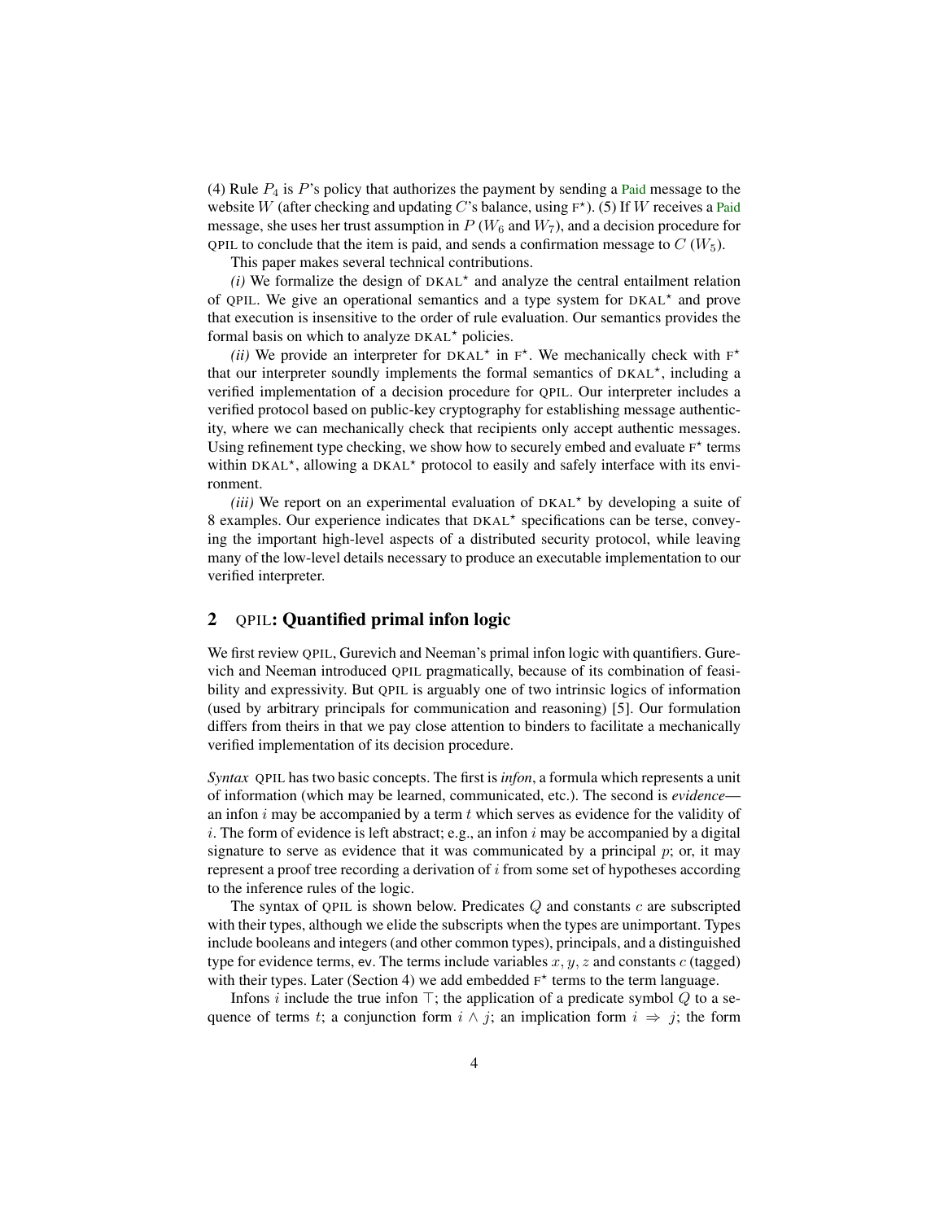(4) Rule $P_4$ is $P$'s policy that authorizes the payment by sending a Paid message to the website $W$ (after checking and updating $C$'s balance, using F$^\star$). (5) If $W$ receives a Paid message, she uses her trust assumption in $P$ ($W_6$ and $W_7$), and a decision procedure for QPIL to conclude that the item is paid, and sends a confirmation message to $C$ ($W_5$).

This paper makes several technical contributions.

*(i)* We formalize the design of DKAL$^\star$ and analyze the central entailment relation of QPIL. We give an operational semantics and a type system for DKAL$^\star$ and prove that execution is insensitive to the order of rule evaluation. Our semantics provides the formal basis on which to analyze DKAL$^\star$ policies.

*(ii)* We provide an interpreter for DKAL$^\star$ in F$^\star$. We mechanically check with F$^\star$ that our interpreter soundly implements the formal semantics of DKAL$^\star$, including a verified implementation of a decision procedure for QPIL. Our interpreter includes a verified protocol based on public-key cryptography for establishing message authenticity, where we can mechanically check that recipients only accept authentic messages. Using refinement type checking, we show how to securely embed and evaluate F$^\star$ terms within DKAL$^\star$, allowing a DKAL$^\star$ protocol to easily and safely interface with its environment.

*(iii)* We report on an experimental evaluation of DKAL$^\star$ by developing a suite of 8 examples. Our experience indicates that DKAL$^\star$ specifications can be terse, conveying the important high-level aspects of a distributed security protocol, while leaving many of the low-level details necessary to produce an executable implementation to our verified interpreter.

## 2 QPIL: Quantified primal infon logic

We first review QPIL, Gurevich and Neeman's primal infon logic with quantifiers. Gurevich and Neeman introduced QPIL pragmatically, because of its combination of feasibility and expressivity. But QPIL is arguably one of two intrinsic logics of information (used by arbitrary principals for communication and reasoning) [5]. Our formulation differs from theirs in that we pay close attention to binders to facilitate a mechanically verified implementation of its decision procedure.

*Syntax* QPIL has two basic concepts. The first is *infon*, a formula which represents a unit of information (which may be learned, communicated, etc.). The second is *evidence*—an infon $i$ may be accompanied by a term $t$ which serves as evidence for the validity of $i$. The form of evidence is left abstract; e.g., an infon $i$ may be accompanied by a digital signature to serve as evidence that it was communicated by a principal $p$; or, it may represent a proof tree recording a derivation of $i$ from some set of hypotheses according to the inference rules of the logic.

The syntax of QPIL is shown below. Predicates $Q$ and constants $c$ are subscripted with their types, although we elide the subscripts when the types are unimportant. Types include booleans and integers (and other common types), principals, and a distinguished type for evidence terms, ev. The terms include variables $x, y, z$ and constants $c$ (tagged) with their types. Later (Section 4) we add embedded F$^\star$ terms to the term language.

Infons $i$ include the true infon $\top$; the application of a predicate symbol $Q$ to a sequence of terms $t$; a conjunction form $i \wedge j$; an implication form $i \Rightarrow j$; the form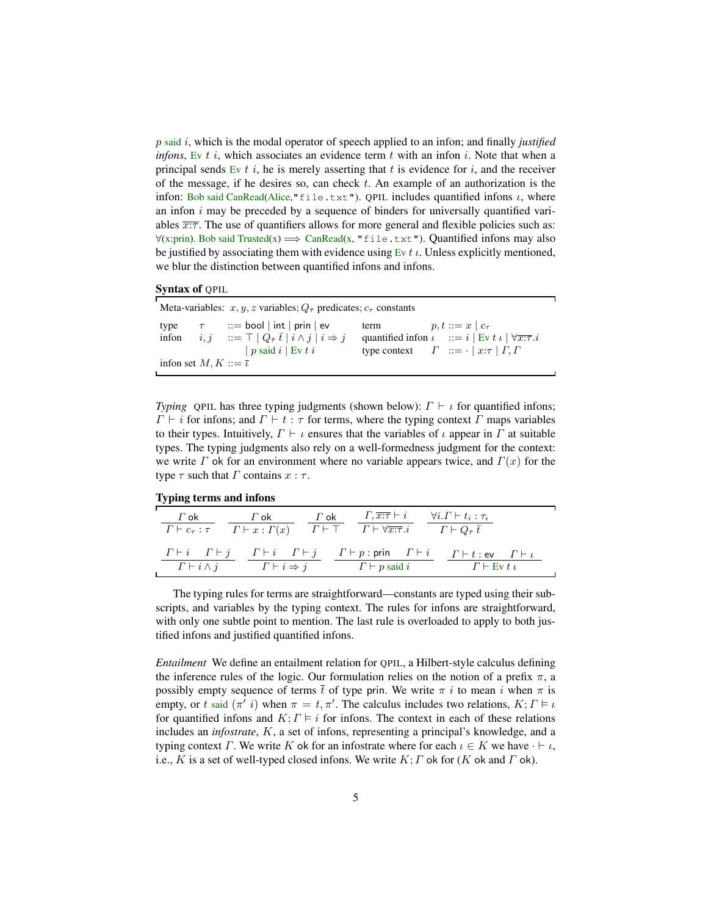$p$ said $i$, which is the modal operator of speech applied to an infon; and finally *justified infons*, Ev $t$ $i$, which associates an evidence term $t$ with an infon $i$. Note that when a principal sends Ev $t$ $i$, he is merely asserting that $t$ is evidence for $i$, and the receiver of the message, if he desires so, can check $t$. An example of an authorization is the infon: Bob said CanRead(Alice,"file.txt"). QPIL includes quantified infons $\iota$, where an infon $i$ may be preceded by a sequence of binders for universally quantified variables $\overline{x{:}\tau}$. The use of quantifiers allows for more general and flexible policies such as: $\forall$(x:prin). Bob said Trusted(x) $\Longrightarrow$ CanRead(x, "file.txt"). Quantified infons may also be justified by associating them with evidence using Ev $t$ $\iota$. Unless explicitly mentioned, we blur the distinction between quantified infons and infons.

**Syntax of** QPIL

Meta-variables: $x, y, z$ variables; $Q_{\bar{\tau}}$ predicates; $c_\tau$ constants

| | | | | |
|---|---|---|---|---|
| type | $\tau$ | $::=$ bool \| int \| prin \| ev | term | $p, t ::= x \mid c_\tau$ |
| infon | $i, j$ | $::= \top \mid Q_{\bar{\tau}}\ \bar{t} \mid i \wedge j \mid i \Rightarrow j$ | quantified infon $\iota$ | $::= i \mid \text{Ev}\ t\ \iota \mid \forall \overline{x{:}\tau}.i$ |
| | | $\mid p \text{ said } i \mid \text{Ev}\ t\ i$ | type context | $\Gamma ::= \cdot \mid x{:}\tau \mid \Gamma, \Gamma$ |

infon set $M, K ::= \bar{\iota}$

*Typing* QPIL has three typing judgments (shown below): $\Gamma \vdash \iota$ for quantified infons; $\Gamma \vdash i$ for infons; and $\Gamma \vdash t : \tau$ for terms, where the typing context $\Gamma$ maps variables to their types. Intuitively, $\Gamma \vdash \iota$ ensures that the variables of $\iota$ appear in $\Gamma$ at suitable types. The typing judgments also rely on a well-formedness judgment for the context: we write $\Gamma$ ok for an environment where no variable appears twice, and $\Gamma(x)$ for the type $\tau$ such that $\Gamma$ contains $x : \tau$.

**Typing terms and infons**

$$\frac{\Gamma\ \mathsf{ok}}{\Gamma \vdash c_\tau : \tau} \qquad \frac{\Gamma\ \mathsf{ok}}{\Gamma \vdash x : \Gamma(x)} \qquad \frac{\Gamma\ \mathsf{ok}}{\Gamma \vdash \top} \qquad \frac{\Gamma, \overline{x{:}\tau} \vdash i}{\Gamma \vdash \forall \overline{x{:}\tau}.i} \qquad \frac{\forall i. \Gamma \vdash t_i : \tau_i}{\Gamma \vdash Q_{\bar{\tau}}\ \bar{t}}$$

$$\frac{\Gamma \vdash i \quad \Gamma \vdash j}{\Gamma \vdash i \wedge j} \qquad \frac{\Gamma \vdash i \quad \Gamma \vdash j}{\Gamma \vdash i \Rightarrow j} \qquad \frac{\Gamma \vdash p : \mathsf{prin} \quad \Gamma \vdash i}{\Gamma \vdash p \text{ said } i} \qquad \frac{\Gamma \vdash t : \mathsf{ev} \quad \Gamma \vdash \iota}{\Gamma \vdash \text{Ev}\ t\ \iota}$$

The typing rules for terms are straightforward—constants are typed using their subscripts, and variables by the typing context. The rules for infons are straightforward, with only one subtle point to mention. The last rule is overloaded to apply to both justified infons and justified quantified infons.

*Entailment* We define an entailment relation for QPIL, a Hilbert-style calculus defining the inference rules of the logic. Our formulation relies on the notion of a prefix $\pi$, a possibly empty sequence of terms $\bar{t}$ of type prin. We write $\pi\ i$ to mean $i$ when $\pi$ is empty, or $t$ said $(\pi'\ i)$ when $\pi = t, \pi'$. The calculus includes two relations, $K; \Gamma \vDash \iota$ for quantified infons and $K; \Gamma \vDash i$ for infons. The context in each of these relations includes an *infostrate*, $K$, a set of infons, representing a principal's knowledge, and a typing context $\Gamma$. We write $K$ ok for an infostrate where for each $\iota \in K$ we have $\cdot \vdash \iota$, i.e., $K$ is a set of well-typed closed infons. We write $K; \Gamma$ ok for ($K$ ok and $\Gamma$ ok).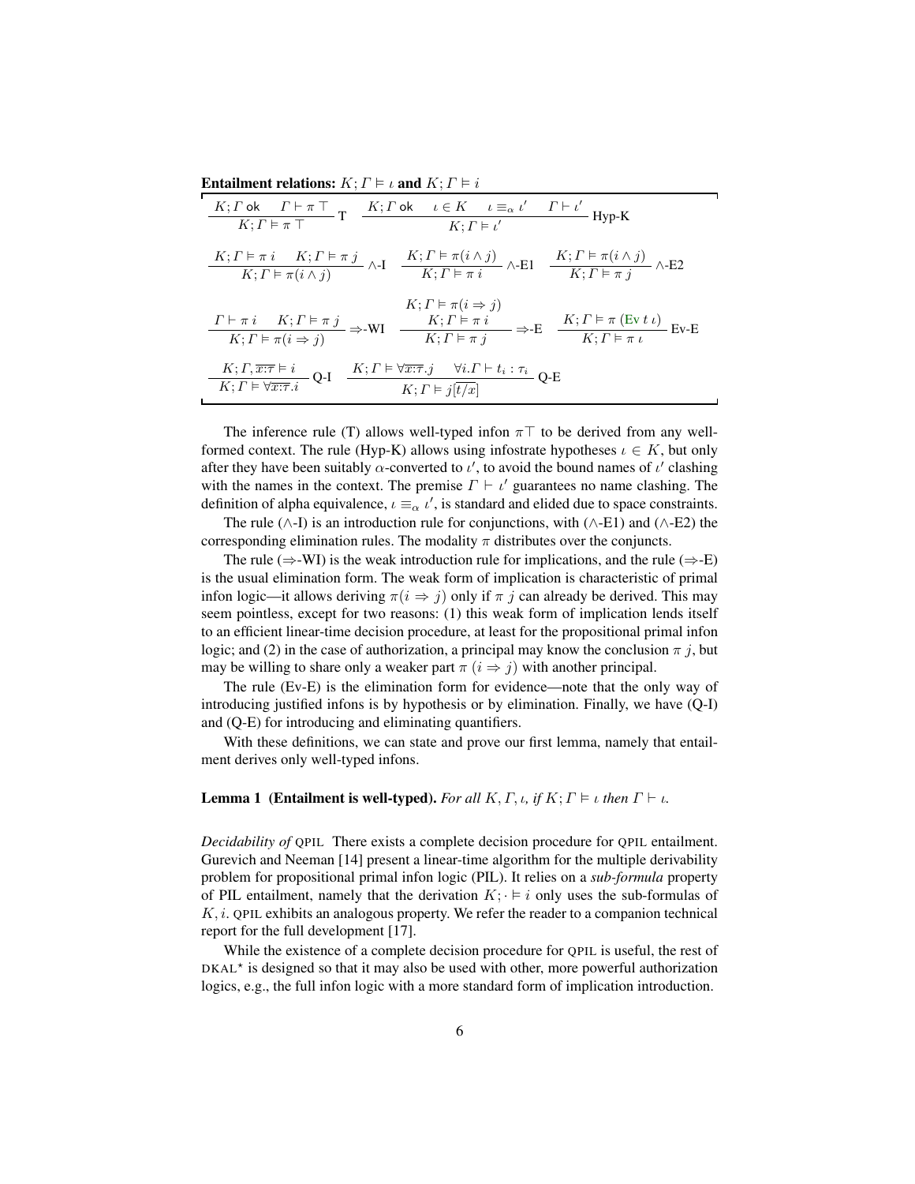**Entailment relations:** $K; \Gamma \vDash \iota$ **and** $K; \Gamma \vDash i$

$$\frac{K;\Gamma\ \mathsf{ok} \quad \Gamma \vdash \pi\top}{K;\Gamma \vDash \pi\top}\ \text{T} \qquad \frac{K;\Gamma\ \mathsf{ok} \quad \iota \in K \quad \iota \equiv_\alpha \iota' \quad \Gamma \vdash \iota'}{K;\Gamma \vDash \iota'}\ \text{Hyp-K}$$

$$\frac{K;\Gamma \vDash \pi\, i \quad K;\Gamma \vDash \pi\, j}{K;\Gamma \vDash \pi(i \wedge j)}\ \wedge\text{-I} \qquad \frac{K;\Gamma \vDash \pi(i \wedge j)}{K;\Gamma \vDash \pi\, i}\ \wedge\text{-E1} \qquad \frac{K;\Gamma \vDash \pi(i \wedge j)}{K;\Gamma \vDash \pi\, j}\ \wedge\text{-E2}$$

$$\frac{\Gamma \vdash \pi\, i \quad K;\Gamma \vDash \pi\, j}{K;\Gamma \vDash \pi(i \Rightarrow j)}\ \Rightarrow\text{-WI} \qquad \frac{K;\Gamma \vDash \pi(i \Rightarrow j) \quad K;\Gamma \vDash \pi\, i}{K;\Gamma \vDash \pi\, j}\ \Rightarrow\text{-E} \qquad \frac{K;\Gamma \vDash \pi\ (\text{Ev}\ t\ \iota)}{K;\Gamma \vDash \pi\ \iota}\ \text{Ev-E}$$

$$\frac{K;\Gamma,\overline{x{:}\tau} \vDash i}{K;\Gamma \vDash \forall \overline{x{:}\tau}.i}\ \text{Q-I} \qquad \frac{K;\Gamma \vDash \forall \overline{x{:}\tau}.j \quad \forall i.\Gamma \vdash t_i : \tau_i}{K;\Gamma \vDash j[\overline{t/x}]}\ \text{Q-E}$$

The inference rule (T) allows well-typed infon $\pi\top$ to be derived from any well-formed context. The rule (Hyp-K) allows using infostrate hypotheses $\iota \in K$, but only after they have been suitably $\alpha$-converted to $\iota'$, to avoid the bound names of $\iota'$ clashing with the names in the context. The premise $\Gamma \vdash \iota'$ guarantees no name clashing. The definition of alpha equivalence, $\iota \equiv_\alpha \iota'$, is standard and elided due to space constraints.

The rule ($\wedge$-I) is an introduction rule for conjunctions, with ($\wedge$-E1) and ($\wedge$-E2) the corresponding elimination rules. The modality $\pi$ distributes over the conjuncts.

The rule ($\Rightarrow$-WI) is the weak introduction rule for implications, and the rule ($\Rightarrow$-E) is the usual elimination form. The weak form of implication is characteristic of primal infon logic—it allows deriving $\pi(i \Rightarrow j)$ only if $\pi\, j$ can already be derived. This may seem pointless, except for two reasons: (1) this weak form of implication lends itself to an efficient linear-time decision procedure, at least for the propositional primal infon logic; and (2) in the case of authorization, a principal may know the conclusion $\pi\, j$, but may be willing to share only a weaker part $\pi\ (i \Rightarrow j)$ with another principal.

The rule (Ev-E) is the elimination form for evidence—note that the only way of introducing justified infons is by hypothesis or by elimination. Finally, we have (Q-I) and (Q-E) for introducing and eliminating quantifiers.

With these definitions, we can state and prove our first lemma, namely that entailment derives only well-typed infons.

**Lemma 1 (Entailment is well-typed).** *For all $K, \Gamma, \iota$, if $K; \Gamma \vDash \iota$ then $\Gamma \vdash \iota$.*

*Decidability of* QPIL There exists a complete decision procedure for QPIL entailment. Gurevich and Neeman [14] present a linear-time algorithm for the multiple derivability problem for propositional primal infon logic (PIL). It relies on a *sub-formula* property of PIL entailment, namely that the derivation $K; \cdot \vDash i$ only uses the sub-formulas of $K, i$. QPIL exhibits an analogous property. We refer the reader to a companion technical report for the full development [17].

While the existence of a complete decision procedure for QPIL is useful, the rest of DKAL$^\star$ is designed so that it may also be used with other, more powerful authorization logics, e.g., the full infon logic with a more standard form of implication introduction.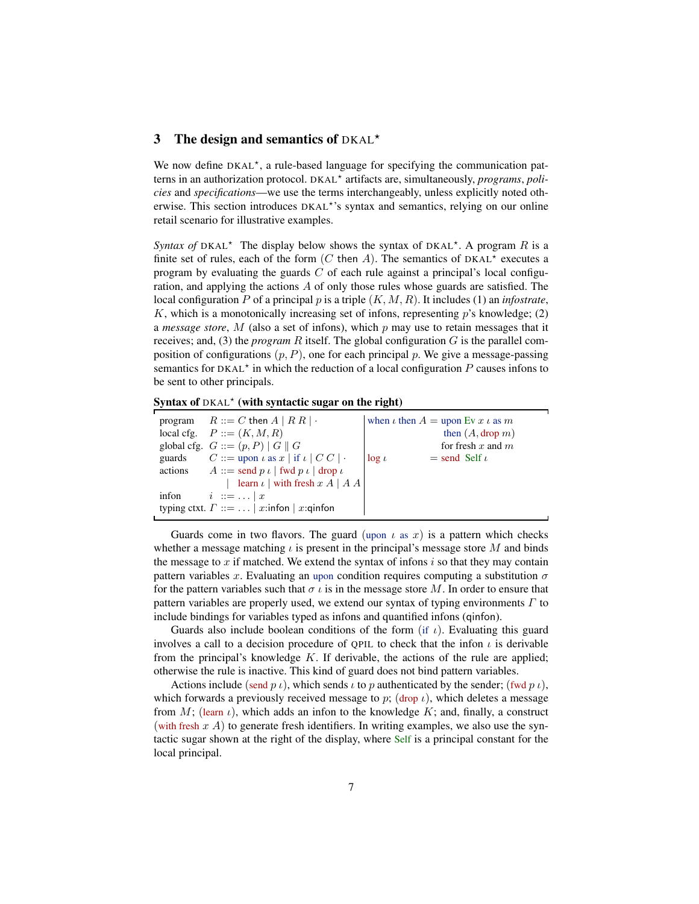## 3 The design and semantics of DKAL*

We now define DKAL*, a rule-based language for specifying the communication patterns in an authorization protocol. DKAL* artifacts are, simultaneously, *programs*, *policies* and *specifications*—we use the terms interchangeably, unless explicitly noted otherwise. This section introduces DKAL*'s syntax and semantics, relying on our online retail scenario for illustrative examples.

*Syntax of* DKAL* The display below shows the syntax of DKAL*. A program $R$ is a finite set of rules, each of the form ($C$ then $A$). The semantics of DKAL* executes a program by evaluating the guards $C$ of each rule against a principal's local configuration, and applying the actions $A$ of only those rules whose guards are satisfied. The local configuration $P$ of a principal $p$ is a triple $(K, M, R)$. It includes (1) an *infostrate*, $K$, which is a monotonically increasing set of infons, representing $p$'s knowledge; (2) a *message store*, $M$ (also a set of infons), which $p$ may use to retain messages that it receives; and, (3) the *program* $R$ itself. The global configuration $G$ is the parallel composition of configurations $(p, P)$, one for each principal $p$. We give a message-passing semantics for DKAL* in which the reduction of a local configuration $P$ causes infons to be sent to other principals.

**Syntax of DKAL* (with syntactic sugar on the right)**

| | | |
|---|---|---|
| program | $R ::= C \text{ then } A \mid R\ R \mid \cdot$ | when $\iota$ then $A$ = upon Ev $x$ $\iota$ as $m$ then $(A, \text{drop } m)$ for fresh $x$ and $m$ |
| local cfg. | $P ::= (K, M, R)$ | |
| global cfg. | $G ::= (p, P) \mid G \parallel G$ | |
| guards | $C ::= \text{upon } \iota \text{ as } x \mid \text{if } \iota \mid C\ C \mid \cdot$ | log $\iota$ = send Self $\iota$ |
| actions | $A ::= \text{send } p\ \iota \mid \text{fwd } p\ \iota \mid \text{drop } \iota$ $\mid \text{learn } \iota \mid \text{with fresh } x\ A \mid A\ A$ | |
| infon | $i ::= \ldots \mid x$ | |
| typing ctxt. | $\Gamma ::= \ldots \mid x\text{:infon} \mid x\text{:qinfon}$ | |

Guards come in two flavors. The guard (upon $\iota$ as $x$) is a pattern which checks whether a message matching $\iota$ is present in the principal's message store $M$ and binds the message to $x$ if matched. We extend the syntax of infons $i$ so that they may contain pattern variables $x$. Evaluating an upon condition requires computing a substitution $\sigma$ for the pattern variables such that $\sigma\ \iota$ is in the message store $M$. In order to ensure that pattern variables are properly used, we extend our syntax of typing environments $\Gamma$ to include bindings for variables typed as infons and quantified infons (qinfon).

Guards also include boolean conditions of the form (if $\iota$). Evaluating this guard involves a call to a decision procedure of QPIL to check that the infon $\iota$ is derivable from the principal's knowledge $K$. If derivable, the actions of the rule are applied; otherwise the rule is inactive. This kind of guard does not bind pattern variables.

Actions include (send $p\ \iota$), which sends $\iota$ to $p$ authenticated by the sender; (fwd $p\ \iota$), which forwards a previously received message to $p$; (drop $\iota$), which deletes a message from $M$; (learn $\iota$), which adds an infon to the knowledge $K$; and, finally, a construct (with fresh $x$ $A$) to generate fresh identifiers. In writing examples, we also use the syntactic sugar shown at the right of the display, where Self is a principal constant for the local principal.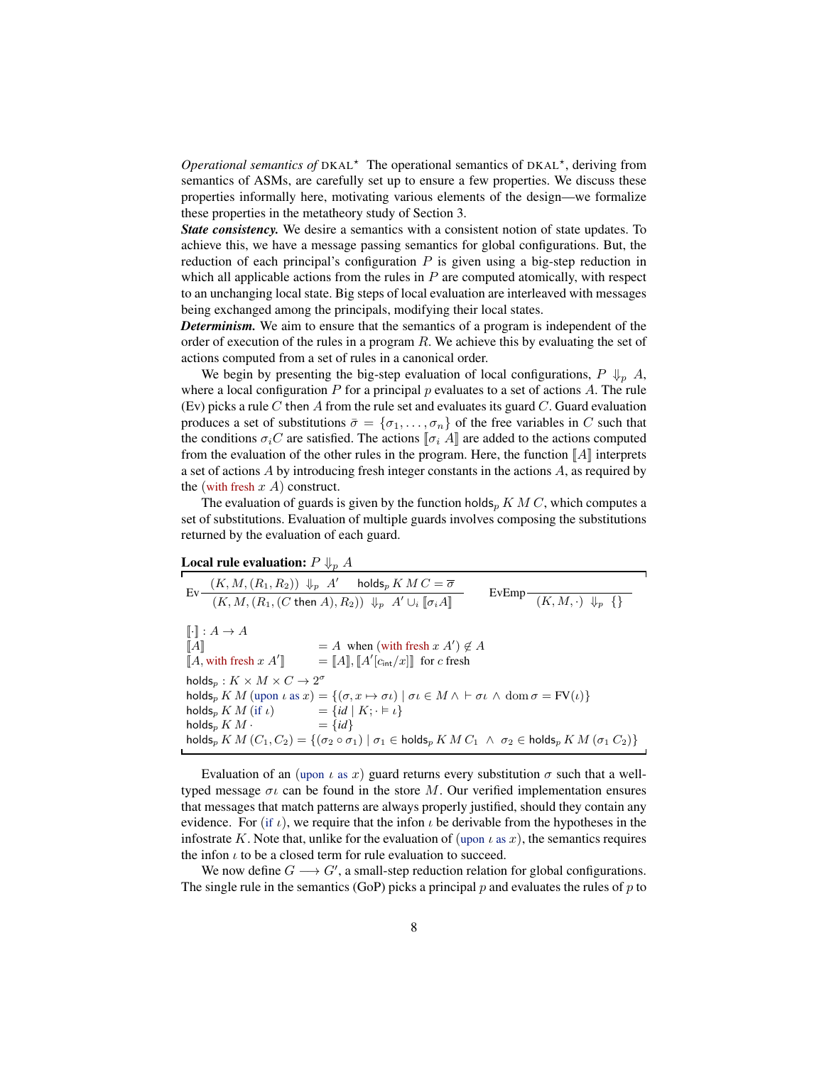*Operational semantics of* DKAL$^\star$ The operational semantics of DKAL$^\star$, deriving from semantics of ASMs, are carefully set up to ensure a few properties. We discuss these properties informally here, motivating various elements of the design—we formalize these properties in the metatheory study of Section 3.

***State consistency.*** We desire a semantics with a consistent notion of state updates. To achieve this, we have a message passing semantics for global configurations. But, the reduction of each principal's configuration $P$ is given using a big-step reduction in which all applicable actions from the rules in $P$ are computed atomically, with respect to an unchanging local state. Big steps of local evaluation are interleaved with messages being exchanged among the principals, modifying their local states.

***Determinism.*** We aim to ensure that the semantics of a program is independent of the order of execution of the rules in a program $R$. We achieve this by evaluating the set of actions computed from a set of rules in a canonical order.

We begin by presenting the big-step evaluation of local configurations, $P \Downarrow_p A$, where a local configuration $P$ for a principal $p$ evaluates to a set of actions $A$. The rule (Ev) picks a rule $C$ then $A$ from the rule set and evaluates its guard $C$. Guard evaluation produces a set of substitutions $\bar{\sigma} = \{\sigma_1, \ldots, \sigma_n\}$ of the free variables in $C$ such that the conditions $\sigma_i C$ are satisfied. The actions $[\![\sigma_i\ A]\!]$ are added to the actions computed from the evaluation of the other rules in the program. Here, the function $[\![A]\!]$ interprets a set of actions $A$ by introducing fresh integer constants in the actions $A$, as required by the (with fresh $x$ $A$) construct.

The evaluation of guards is given by the function $\mathsf{holds}_p\ K\ M\ C$, which computes a set of substitutions. Evaluation of multiple guards involves composing the substitutions returned by the evaluation of each guard.

**Local rule evaluation:** $P \Downarrow_p A$

$$\text{Ev}\ \frac{(K, M, (R_1, R_2)) \Downarrow_p A' \qquad \mathsf{holds}_p\ K\ M\ C = \overline{\sigma}}{(K, M, (R_1, (C \ \mathsf{then}\ A), R_2)) \Downarrow_p A' \cup_i [\![\sigma_i A]\!]} \qquad \text{EvEmp}\ \frac{}{(K, M, \cdot) \Downarrow_p \{\}}$$

$$
\begin{array}{ll}
[\![\cdot]\!] : A \to A & \\
[\![A]\!] & = A \ \text{ when } (\text{with fresh } x\ A') \notin A \\
[\![A, \text{with fresh } x\ A']\!] & = [\![A]\!], [\![A'[c_{\mathsf{int}}/x]]\!] \ \text{ for } c \text{ fresh}
\end{array}
$$

$$
\begin{array}{ll}
\mathsf{holds}_p : K \times M \times C \to 2^{\sigma} & \\
\mathsf{holds}_p\ K\ M\ (\text{upon}\ \iota\ \text{as}\ x) & = \{(\sigma, x \mapsto \sigma\iota) \mid \sigma\iota \in M \wedge \vdash \sigma\iota \wedge \operatorname{dom}\sigma = \mathrm{FV}(\iota)\} \\
\mathsf{holds}_p\ K\ M\ (\text{if}\ \iota) & = \{id \mid K; \cdot \vDash \iota\} \\
\mathsf{holds}_p\ K\ M\ \cdot & = \{id\} \\
\mathsf{holds}_p\ K\ M\ (C_1, C_2) & = \{(\sigma_2 \circ \sigma_1) \mid \sigma_1 \in \mathsf{holds}_p\ K\ M\ C_1 \ \wedge\ \sigma_2 \in \mathsf{holds}_p\ K\ M\ (\sigma_1\ C_2)\}
\end{array}
$$

Evaluation of an (upon $\iota$ as $x$) guard returns every substitution $\sigma$ such that a well-typed message $\sigma\iota$ can be found in the store $M$. Our verified implementation ensures that messages that match patterns are always properly justified, should they contain any evidence. For (if $\iota$), we require that the infon $\iota$ be derivable from the hypotheses in the infostrate $K$. Note that, unlike for the evaluation of (upon $\iota$ as $x$), the semantics requires the infon $\iota$ to be a closed term for rule evaluation to succeed.

We now define $G \longrightarrow G'$, a small-step reduction relation for global configurations. The single rule in the semantics (GoP) picks a principal $p$ and evaluates the rules of $p$ to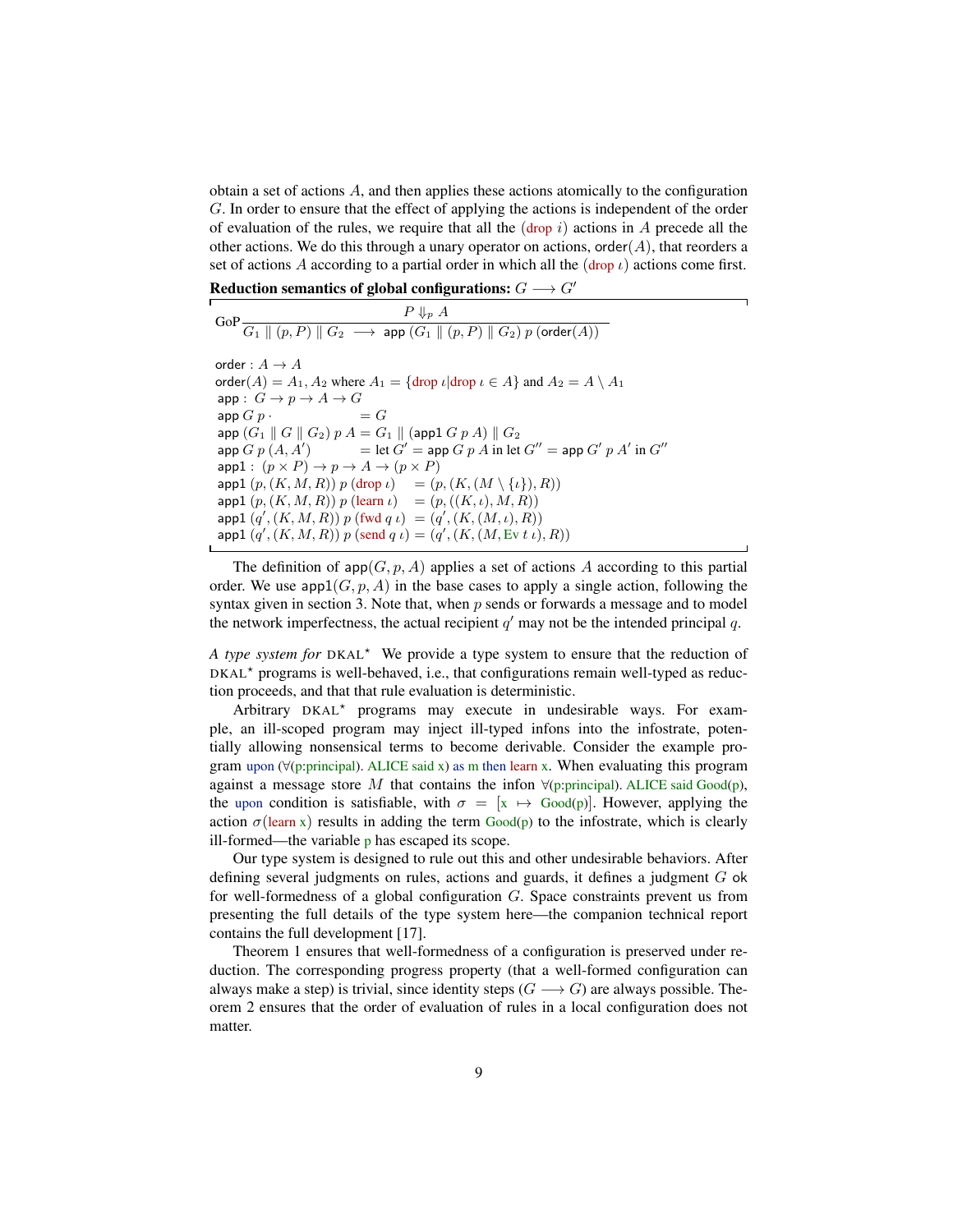obtain a set of actions $A$, and then applies these actions atomically to the configuration $G$. In order to ensure that the effect of applying the actions is independent of the order of evaluation of the rules, we require that all the (drop $i$) actions in $A$ precede all the other actions. We do this through a unary operator on actions, $\mathsf{order}(A)$, that reorders a set of actions $A$ according to a partial order in which all the (drop $\iota$) actions come first.

**Reduction semantics of global configurations:** $G \longrightarrow G'$

$$\text{GoP}\frac{P \Downarrow_p A}{G_1 \parallel (p, P) \parallel G_2 \;\longrightarrow\; \mathsf{app}\ (G_1 \parallel (p, P) \parallel G_2)\ p\ (\mathsf{order}(A))}$$

$$
\begin{array}{ll}
\mathsf{order} : A \to A & \\
\mathsf{order}(A) = A_1, A_2 \text{ where } A_1 = \{\text{drop } \iota | \text{drop } \iota \in A\} \text{ and } A_2 = A \setminus A_1 & \\
\mathsf{app} :\ G \to p \to A \to G & \\
\mathsf{app}\ G\ p\ \cdot & = G \\
\mathsf{app}\ (G_1 \parallel G \parallel G_2)\ p\ A & = G_1 \parallel (\mathsf{app1}\ G\ p\ A) \parallel G_2 \\
\mathsf{app}\ G\ p\ (A, A') & = \text{let } G' = \mathsf{app}\ G\ p\ A \text{ in let } G'' = \mathsf{app}\ G'\ p\ A' \text{ in } G'' \\
\mathsf{app1} :\ (p \times P) \to p \to A \to (p \times P) & \\
\mathsf{app1}\ (p, (K, M, R))\ p\ (\text{drop } \iota) & = (p, (K, (M \setminus \{\iota\}), R)) \\
\mathsf{app1}\ (p, (K, M, R))\ p\ (\text{learn } \iota) & = (p, ((K, \iota), M, R)) \\
\mathsf{app1}\ (q', (K, M, R))\ p\ (\text{fwd } q\ \iota) & = (q', (K, (M, \iota), R)) \\
\mathsf{app1}\ (q', (K, M, R))\ p\ (\text{send } q\ \iota) & = (q', (K, (M, \text{Ev } t\ \iota), R))
\end{array}
$$

The definition of $\mathsf{app}(G, p, A)$ applies a set of actions $A$ according to this partial order. We use $\mathsf{app1}(G, p, A)$ in the base cases to apply a single action, following the syntax given in section 3. Note that, when $p$ sends or forwards a message and to model the network imperfectness, the actual recipient $q'$ may not be the intended principal $q$.

*A type system for* DKAL$^\star$ We provide a type system to ensure that the reduction of DKAL$^\star$ programs is well-behaved, i.e., that configurations remain well-typed as reduction proceeds, and that that rule evaluation is deterministic.

Arbitrary DKAL$^\star$ programs may execute in undesirable ways. For example, an ill-scoped program may inject ill-typed infons into the infostrate, potentially allowing nonsensical terms to become derivable. Consider the example program upon ($\forall$(p:principal). ALICE said x) as m then learn x. When evaluating this program against a message store $M$ that contains the infon $\forall$(p:principal). ALICE said Good(p), the upon condition is satisfiable, with $\sigma = [\text{x} \mapsto \text{Good(p)}]$. However, applying the action $\sigma$(learn x) results in adding the term Good(p) to the infostrate, which is clearly ill-formed—the variable p has escaped its scope.

Our type system is designed to rule out this and other undesirable behaviors. After defining several judgments on rules, actions and guards, it defines a judgment $G$ ok for well-formedness of a global configuration $G$. Space constraints prevent us from presenting the full details of the type system here—the companion technical report contains the full development [17].

Theorem 1 ensures that well-formedness of a configuration is preserved under reduction. The corresponding progress property (that a well-formed configuration can always make a step) is trivial, since identity steps ($G \longrightarrow G$) are always possible. Theorem 2 ensures that the order of evaluation of rules in a local configuration does not matter.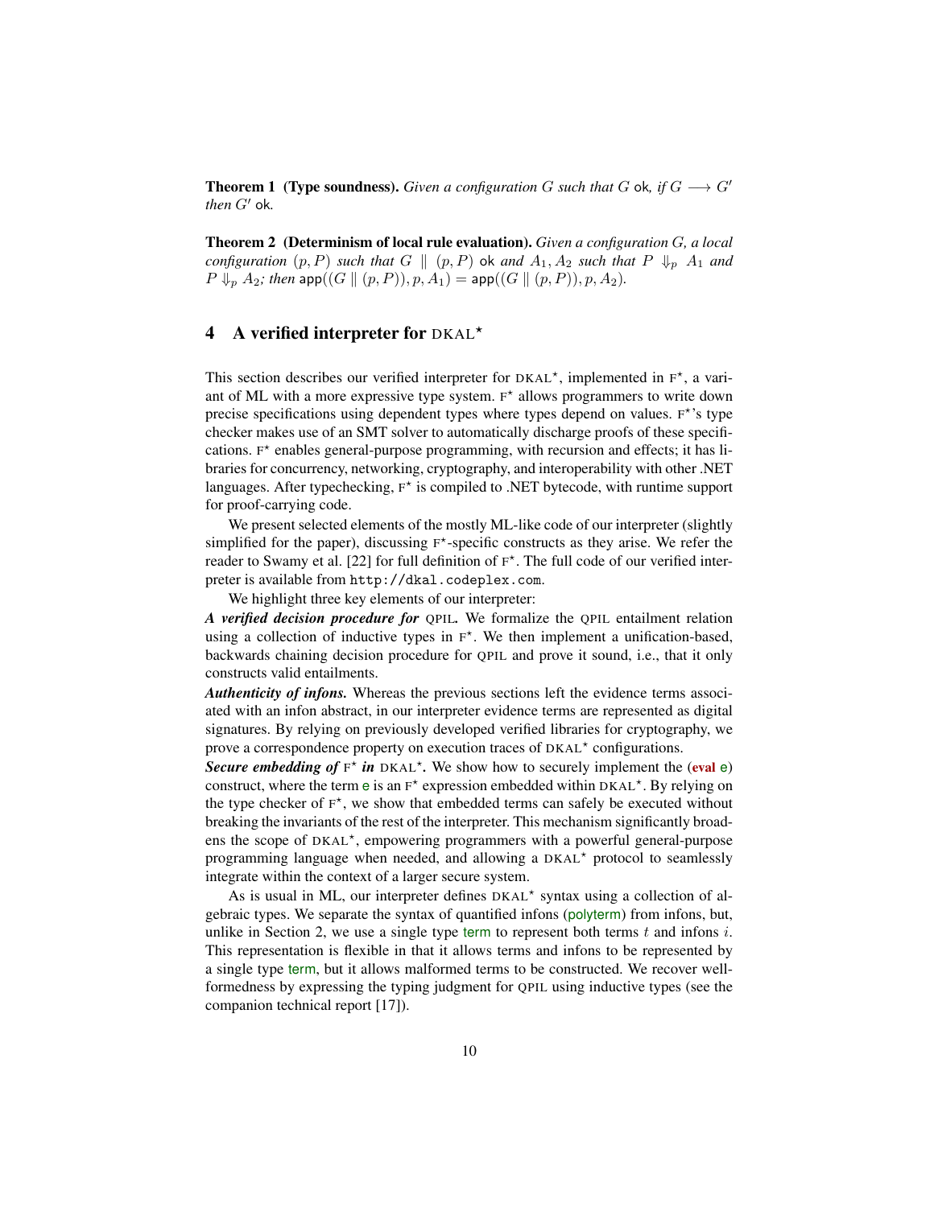**Theorem 1 (Type soundness).** *Given a configuration $G$ such that $G$ ok, if $G \longrightarrow G'$ then $G'$ ok.*

**Theorem 2 (Determinism of local rule evaluation).** *Given a configuration $G$, a local configuration $(p, P)$ such that $G \parallel (p, P)$ ok and $A_1, A_2$ such that $P \Downarrow_p A_1$ and $P \Downarrow_p A_2$; then $\mathsf{app}((G \parallel (p, P)), p, A_1) = \mathsf{app}((G \parallel (p, P)), p, A_2)$.*

## 4 A verified interpreter for DKAL$^\star$

This section describes our verified interpreter for DKAL$^\star$, implemented in F$^\star$, a variant of ML with a more expressive type system. F$^\star$ allows programmers to write down precise specifications using dependent types where types depend on values. F$^\star$'s type checker makes use of an SMT solver to automatically discharge proofs of these specifications. F$^\star$ enables general-purpose programming, with recursion and effects; it has libraries for concurrency, networking, cryptography, and interoperability with other .NET languages. After typechecking, F$^\star$ is compiled to .NET bytecode, with runtime support for proof-carrying code.

We present selected elements of the mostly ML-like code of our interpreter (slightly simplified for the paper), discussing F$^\star$-specific constructs as they arise. We refer the reader to Swamy et al. [22] for full definition of F$^\star$. The full code of our verified interpreter is available from `http://dkal.codeplex.com`.

We highlight three key elements of our interpreter:

***A verified decision procedure for* QPIL.** We formalize the QPIL entailment relation using a collection of inductive types in F$^\star$. We then implement a unification-based, backwards chaining decision procedure for QPIL and prove it sound, i.e., that it only constructs valid entailments.

***Authenticity of infons.*** Whereas the previous sections left the evidence terms associated with an infon abstract, in our interpreter evidence terms are represented as digital signatures. By relying on previously developed verified libraries for cryptography, we prove a correspondence property on execution traces of DKAL$^\star$ configurations.

***Secure embedding of* F$^\star$ *in* DKAL$^\star$.** We show how to securely implement the (**eval** e) construct, where the term e is an F$^\star$ expression embedded within DKAL$^\star$. By relying on the type checker of F$^\star$, we show that embedded terms can safely be executed without breaking the invariants of the rest of the interpreter. This mechanism significantly broadens the scope of DKAL$^\star$, empowering programmers with a powerful general-purpose programming language when needed, and allowing a DKAL$^\star$ protocol to seamlessly integrate within the context of a larger secure system.

As is usual in ML, our interpreter defines DKAL$^\star$ syntax using a collection of algebraic types. We separate the syntax of quantified infons (polyterm) from infons, but, unlike in Section 2, we use a single type term to represent both terms $t$ and infons $i$. This representation is flexible in that it allows terms and infons to be represented by a single type term, but it allows malformed terms to be constructed. We recover well-formedness by expressing the typing judgment for QPIL using inductive types (see the companion technical report [17]).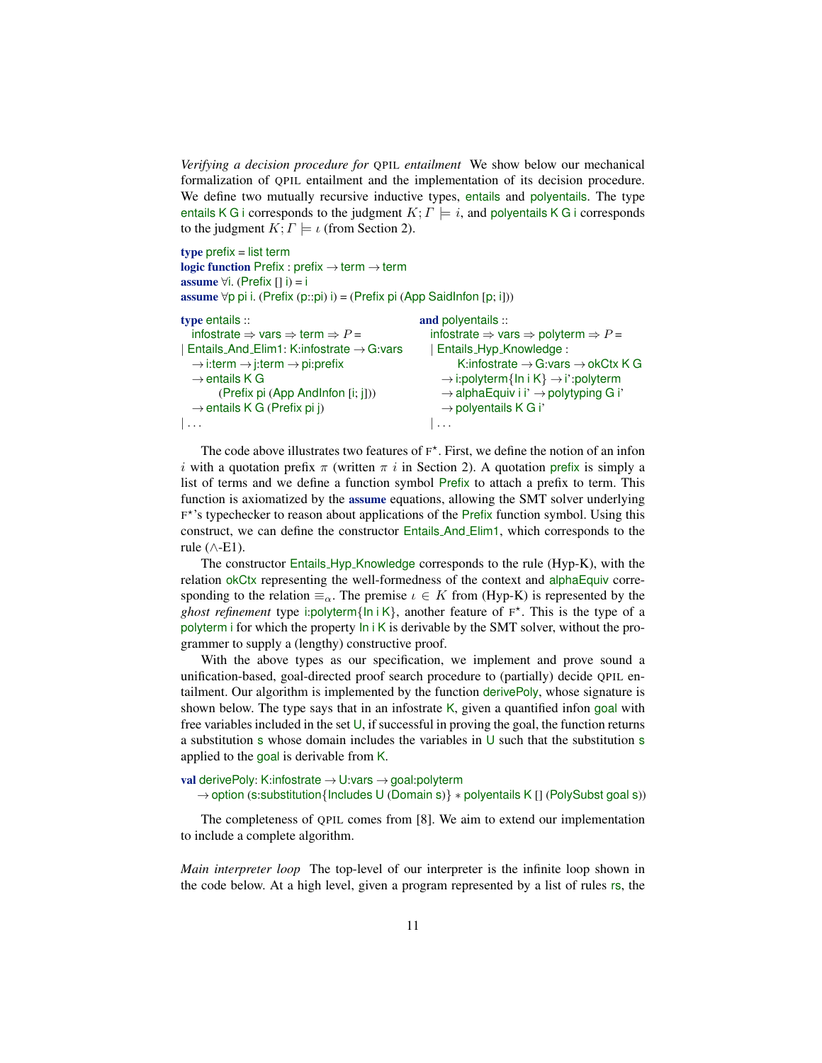*Verifying a decision procedure for* QPIL *entailment* We show below our mechanical formalization of QPIL entailment and the implementation of its decision procedure. We define two mutually recursive inductive types, entails and polyentails. The type entails K G i corresponds to the judgment $K; \Gamma \models i$, and polyentails K G i corresponds to the judgment $K; \Gamma \models \iota$ (from Section 2).

```
type prefix = list term
logic function Prefix : prefix → term → term
assume ∀i. (Prefix [] i) = i
assume ∀p pi i. (Prefix (p::pi) i) = (Prefix pi (App SaidInfon [p; i]))
```

```
type entails ::
  infostrate ⇒ vars ⇒ term ⇒ P =
| Entails_And_Elim1: K:infostrate → G:vars
  → i:term → j:term → pi:prefix
  → entails K G
       (Prefix pi (App AndInfon [i; j]))
  → entails K G (Prefix pi j)
| ...
```

```
and polyentails ::
  infostrate ⇒ vars ⇒ polyterm ⇒ P =
  | Entails_Hyp_Knowledge :
       K:infostrate → G:vars → okCtx K G
    → i:polyterm{In i K} → i':polyterm
    → alphaEquiv i i' → polytyping G i'
    → polyentails K G i'
  | ...
```

The code above illustrates two features of F$^\star$. First, we define the notion of an infon $i$ with a quotation prefix $\pi$ (written $\pi\ i$ in Section 2). A quotation prefix is simply a list of terms and we define a function symbol Prefix to attach a prefix to term. This function is axiomatized by the **assume** equations, allowing the SMT solver underlying F$^\star$'s typechecker to reason about applications of the Prefix function symbol. Using this construct, we can define the constructor Entails_And_Elim1, which corresponds to the rule ($\wedge$-E1).

The constructor Entails_Hyp_Knowledge corresponds to the rule (Hyp-K), with the relation okCtx representing the well-formedness of the context and alphaEquiv corresponding to the relation $\equiv_\alpha$. The premise $\iota \in K$ from (Hyp-K) is represented by the *ghost refinement* type i:polyterm{In i K}, another feature of F$^\star$. This is the type of a polyterm i for which the property In i K is derivable by the SMT solver, without the programmer to supply a (lengthy) constructive proof.

With the above types as our specification, we implement and prove sound a unification-based, goal-directed proof search procedure to (partially) decide QPIL entailment. Our algorithm is implemented by the function derivePoly, whose signature is shown below. The type says that in an infostrate K, given a quantified infon goal with free variables included in the set U, if successful in proving the goal, the function returns a substitution s whose domain includes the variables in U such that the substitution s applied to the goal is derivable from K.

```
val derivePoly: K:infostrate → U:vars → goal:polyterm
  → option (s:substitution{Includes U (Domain s)} * polyentails K [] (PolySubst goal s))
```

The completeness of QPIL comes from [8]. We aim to extend our implementation to include a complete algorithm.

*Main interpreter loop* The top-level of our interpreter is the infinite loop shown in the code below. At a high level, given a program represented by a list of rules rs, the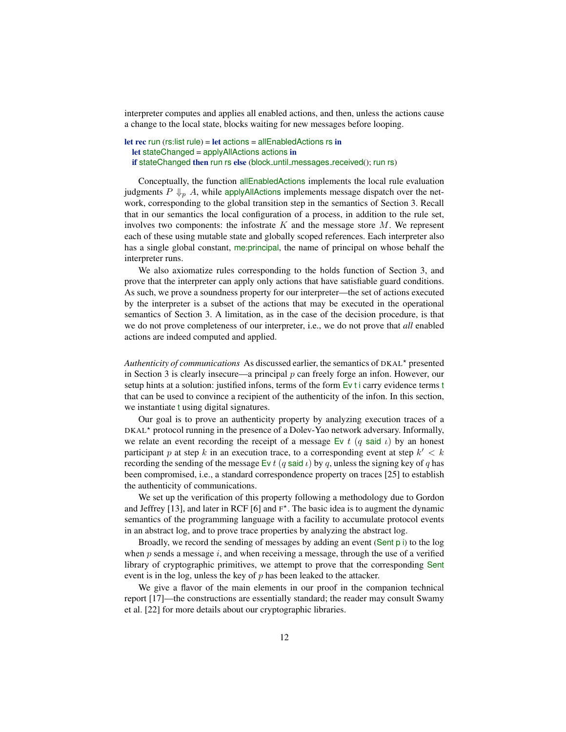interpreter computes and applies all enabled actions, and then, unless the actions cause a change to the local state, blocks waiting for new messages before looping.

```
let rec run (rs:list rule) = let actions = allEnabledActions rs in
  let stateChanged = applyAllActions actions in
  if stateChanged then run rs else (block_until_messages_received(); run rs)
```

Conceptually, the function allEnabledActions implements the local rule evaluation judgments $P \Downarrow_p A$, while applyAllActions implements message dispatch over the network, corresponding to the global transition step in the semantics of Section 3. Recall that in our semantics the local configuration of a process, in addition to the rule set, involves two components: the infostrate $K$ and the message store $M$. We represent each of these using mutable state and globally scoped references. Each interpreter also has a single global constant, me:principal, the name of principal on whose behalf the interpreter runs.

We also axiomatize rules corresponding to the holds function of Section 3, and prove that the interpreter can apply only actions that have satisfiable guard conditions. As such, we prove a soundness property for our interpreter—the set of actions executed by the interpreter is a subset of the actions that may be executed in the operational semantics of Section 3. A limitation, as in the case of the decision procedure, is that we do not prove completeness of our interpreter, i.e., we do not prove that *all* enabled actions are indeed computed and applied.

*Authenticity of communications* As discussed earlier, the semantics of DKAL$^\star$ presented in Section 3 is clearly insecure—a principal $p$ can freely forge an infon. However, our setup hints at a solution: justified infons, terms of the form Ev t i carry evidence terms t that can be used to convince a recipient of the authenticity of the infon. In this section, we instantiate t using digital signatures.

Our goal is to prove an authenticity property by analyzing execution traces of a DKAL$^\star$ protocol running in the presence of a Dolev-Yao network adversary. Informally, we relate an event recording the receipt of a message Ev $t$ ($q$ said $\iota$) by an honest participant $p$ at step $k$ in an execution trace, to a corresponding event at step $k' < k$ recording the sending of the message Ev $t$ ($q$ said $\iota$) by $q$, unless the signing key of $q$ has been compromised, i.e., a standard correspondence property on traces [25] to establish the authenticity of communications.

We set up the verification of this property following a methodology due to Gordon and Jeffrey [13], and later in RCF [6] and F$^\star$. The basic idea is to augment the dynamic semantics of the programming language with a facility to accumulate protocol events in an abstract log, and to prove trace properties by analyzing the abstract log.

Broadly, we record the sending of messages by adding an event (Sent p i) to the log when $p$ sends a message $i$, and when receiving a message, through the use of a verified library of cryptographic primitives, we attempt to prove that the corresponding Sent event is in the log, unless the key of $p$ has been leaked to the attacker.

We give a flavor of the main elements in our proof in the companion technical report [17]—the constructions are essentially standard; the reader may consult Swamy et al. [22] for more details about our cryptographic libraries.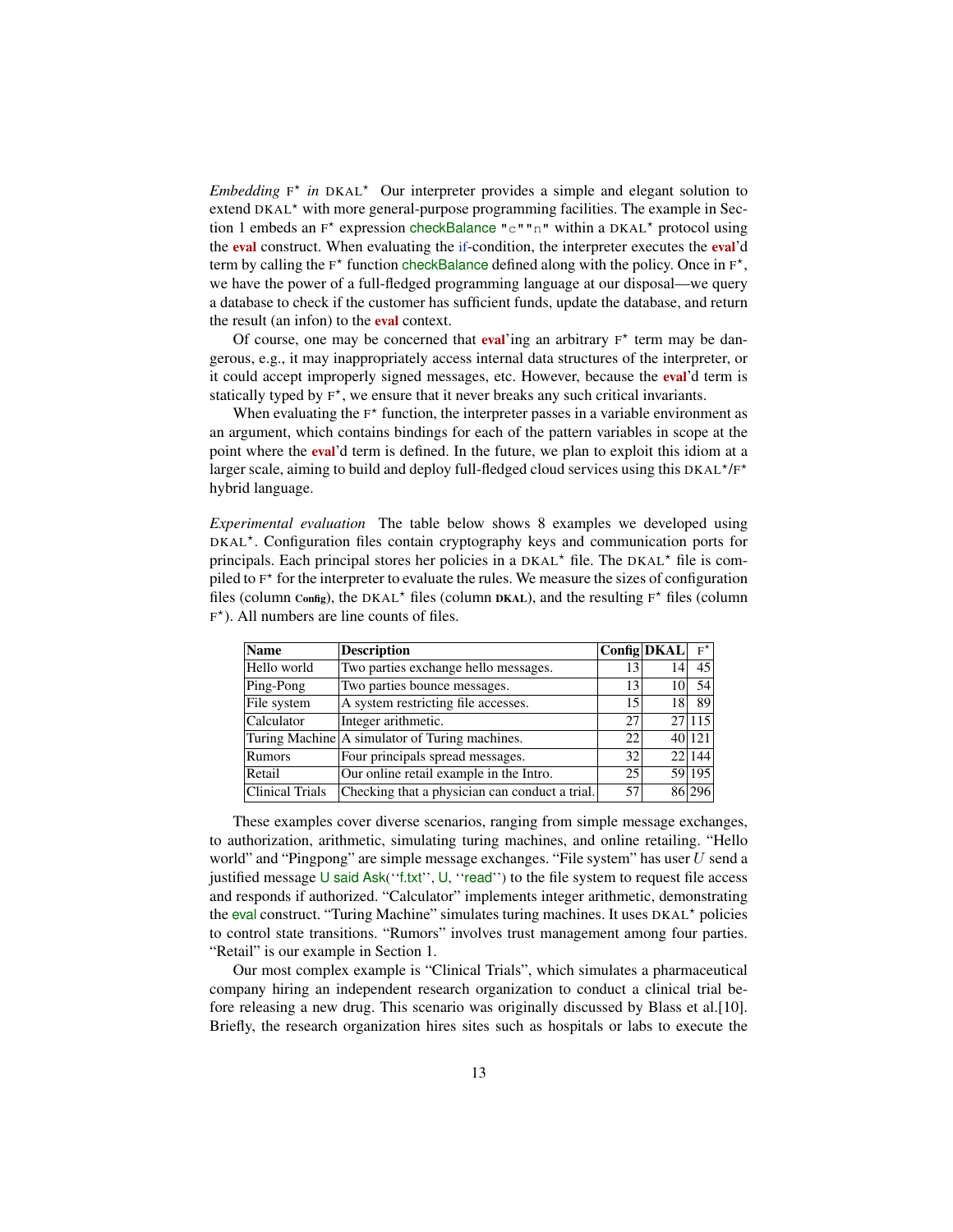*Embedding* F⋆ *in* DKAL⋆  Our interpreter provides a simple and elegant solution to extend DKAL⋆ with more general-purpose programming facilities. The example in Section 1 embeds an F⋆ expression checkBalance "c""n" within a DKAL⋆ protocol using the **eval** construct. When evaluating the if-condition, the interpreter executes the **eval**'d term by calling the F⋆ function checkBalance defined along with the policy. Once in F⋆, we have the power of a full-fledged programming language at our disposal—we query a database to check if the customer has sufficient funds, update the database, and return the result (an infon) to the **eval** context.

Of course, one may be concerned that **eval**'ing an arbitrary F⋆ term may be dangerous, e.g., it may inappropriately access internal data structures of the interpreter, or it could accept improperly signed messages, etc. However, because the **eval**'d term is statically typed by F⋆, we ensure that it never breaks any such critical invariants.

When evaluating the F⋆ function, the interpreter passes in a variable environment as an argument, which contains bindings for each of the pattern variables in scope at the point where the **eval**'d term is defined. In the future, we plan to exploit this idiom at a larger scale, aiming to build and deploy full-fledged cloud services using this DKAL⋆/F⋆ hybrid language.

*Experimental evaluation*  The table below shows 8 examples we developed using DKAL⋆. Configuration files contain cryptography keys and communication ports for principals. Each principal stores her policies in a DKAL⋆ file. The DKAL⋆ file is compiled to F⋆ for the interpreter to evaluate the rules. We measure the sizes of configuration files (column **Config**), the DKAL⋆ files (column **DKAL**), and the resulting F⋆ files (column F⋆). All numbers are line counts of files.

| Name | Description | Config | DKAL | F⋆ |
|---|---|---|---|---|
| Hello world | Two parties exchange hello messages. | 13 | 14 | 45 |
| Ping-Pong | Two parties bounce messages. | 13 | 10 | 54 |
| File system | A system restricting file accesses. | 15 | 18 | 89 |
| Calculator | Integer arithmetic. | 27 | 27 | 115 |
| Turing Machine | A simulator of Turing machines. | 22 | 40 | 121 |
| Rumors | Four principals spread messages. | 32 | 22 | 144 |
| Retail | Our online retail example in the Intro. | 25 | 59 | 195 |
| Clinical Trials | Checking that a physician can conduct a trial. | 57 | 86 | 296 |

These examples cover diverse scenarios, ranging from simple message exchanges, to authorization, arithmetic, simulating turing machines, and online retailing. "Hello world" and "Pingpong" are simple message exchanges. "File system" has user $U$ send a justified message U said Ask(''f.txt'', U, ''read'') to the file system to request file access and responds if authorized. "Calculator" implements integer arithmetic, demonstrating the eval construct. "Turing Machine" simulates turing machines. It uses DKAL⋆ policies to control state transitions. "Rumors" involves trust management among four parties. "Retail" is our example in Section 1.

Our most complex example is "Clinical Trials", which simulates a pharmaceutical company hiring an independent research organization to conduct a clinical trial before releasing a new drug. This scenario was originally discussed by Blass et al.[10]. Briefly, the research organization hires sites such as hospitals or labs to execute the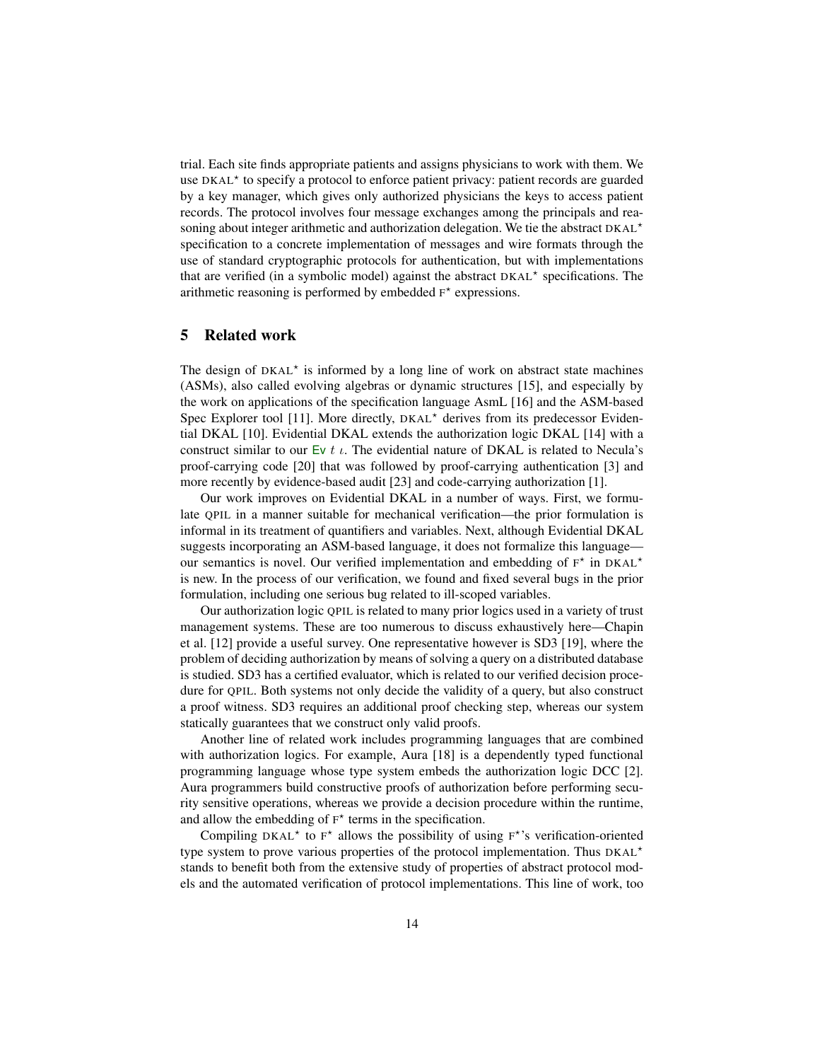trial. Each site finds appropriate patients and assigns physicians to work with them. We use DKAL* to specify a protocol to enforce patient privacy: patient records are guarded by a key manager, which gives only authorized physicians the keys to access patient records. The protocol involves four message exchanges among the principals and reasoning about integer arithmetic and authorization delegation. We tie the abstract DKAL* specification to a concrete implementation of messages and wire formats through the use of standard cryptographic protocols for authentication, but with implementations that are verified (in a symbolic model) against the abstract DKAL* specifications. The arithmetic reasoning is performed by embedded F* expressions.

## 5 Related work

The design of DKAL* is informed by a long line of work on abstract state machines (ASMs), also called evolving algebras or dynamic structures [15], and especially by the work on applications of the specification language AsmL [16] and the ASM-based Spec Explorer tool [11]. More directly, DKAL* derives from its predecessor Evidential DKAL [10]. Evidential DKAL extends the authorization logic DKAL [14] with a construct similar to our Ev $t$ $\iota$. The evidential nature of DKAL is related to Necula's proof-carrying code [20] that was followed by proof-carrying authentication [3] and more recently by evidence-based audit [23] and code-carrying authorization [1].

Our work improves on Evidential DKAL in a number of ways. First, we formulate QPIL in a manner suitable for mechanical verification—the prior formulation is informal in its treatment of quantifiers and variables. Next, although Evidential DKAL suggests incorporating an ASM-based language, it does not formalize this language—our semantics is novel. Our verified implementation and embedding of F* in DKAL* is new. In the process of our verification, we found and fixed several bugs in the prior formulation, including one serious bug related to ill-scoped variables.

Our authorization logic QPIL is related to many prior logics used in a variety of trust management systems. These are too numerous to discuss exhaustively here—Chapin et al. [12] provide a useful survey. One representative however is SD3 [19], where the problem of deciding authorization by means of solving a query on a distributed database is studied. SD3 has a certified evaluator, which is related to our verified decision procedure for QPIL. Both systems not only decide the validity of a query, but also construct a proof witness. SD3 requires an additional proof checking step, whereas our system statically guarantees that we construct only valid proofs.

Another line of related work includes programming languages that are combined with authorization logics. For example, Aura [18] is a dependently typed functional programming language whose type system embeds the authorization logic DCC [2]. Aura programmers build constructive proofs of authorization before performing security sensitive operations, whereas we provide a decision procedure within the runtime, and allow the embedding of F* terms in the specification.

Compiling DKAL* to F* allows the possibility of using F*'s verification-oriented type system to prove various properties of the protocol implementation. Thus DKAL* stands to benefit both from the extensive study of properties of abstract protocol models and the automated verification of protocol implementations. This line of work, too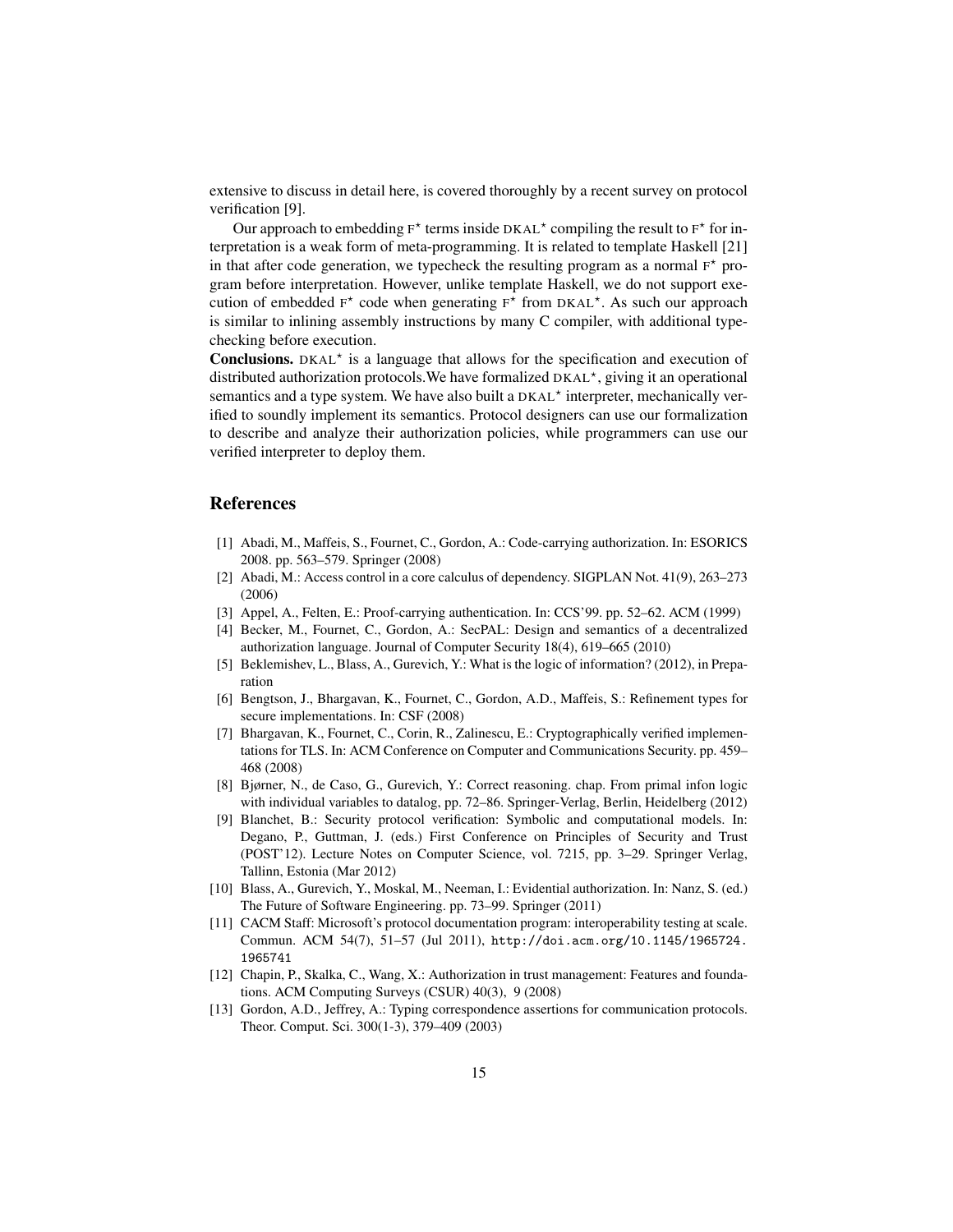extensive to discuss in detail here, is covered thoroughly by a recent survey on protocol verification [9].

Our approach to embedding F* terms inside DKAL* compiling the result to F* for interpretation is a weak form of meta-programming. It is related to template Haskell [21] in that after code generation, we typecheck the resulting program as a normal F* program before interpretation. However, unlike template Haskell, we do not support execution of embedded F* code when generating F* from DKAL*. As such our approach is similar to inlining assembly instructions by many C compiler, with additional typechecking before execution.

**Conclusions.** DKAL* is a language that allows for the specification and execution of distributed authorization protocols.We have formalized DKAL*, giving it an operational semantics and a type system. We have also built a DKAL* interpreter, mechanically verified to soundly implement its semantics. Protocol designers can use our formalization to describe and analyze their authorization policies, while programmers can use our verified interpreter to deploy them.

## References

[1] Abadi, M., Maffeis, S., Fournet, C., Gordon, A.: Code-carrying authorization. In: ESORICS 2008. pp. 563–579. Springer (2008)

[2] Abadi, M.: Access control in a core calculus of dependency. SIGPLAN Not. 41(9), 263–273 (2006)

[3] Appel, A., Felten, E.: Proof-carrying authentication. In: CCS'99. pp. 52–62. ACM (1999)

[4] Becker, M., Fournet, C., Gordon, A.: SecPAL: Design and semantics of a decentralized authorization language. Journal of Computer Security 18(4), 619–665 (2010)

[5] Beklemishev, L., Blass, A., Gurevich, Y.: What is the logic of information? (2012), in Preparation

[6] Bengtson, J., Bhargavan, K., Fournet, C., Gordon, A.D., Maffeis, S.: Refinement types for secure implementations. In: CSF (2008)

[7] Bhargavan, K., Fournet, C., Corin, R., Zalinescu, E.: Cryptographically verified implementations for TLS. In: ACM Conference on Computer and Communications Security. pp. 459–468 (2008)

[8] Bjørner, N., de Caso, G., Gurevich, Y.: Correct reasoning. chap. From primal infon logic with individual variables to datalog, pp. 72–86. Springer-Verlag, Berlin, Heidelberg (2012)

[9] Blanchet, B.: Security protocol verification: Symbolic and computational models. In: Degano, P., Guttman, J. (eds.) First Conference on Principles of Security and Trust (POST'12). Lecture Notes on Computer Science, vol. 7215, pp. 3–29. Springer Verlag, Tallinn, Estonia (Mar 2012)

[10] Blass, A., Gurevich, Y., Moskal, M., Neeman, I.: Evidential authorization. In: Nanz, S. (ed.) The Future of Software Engineering. pp. 73–99. Springer (2011)

[11] CACM Staff: Microsoft's protocol documentation program: interoperability testing at scale. Commun. ACM 54(7), 51–57 (Jul 2011), `http://doi.acm.org/10.1145/1965724.1965741`

[12] Chapin, P., Skalka, C., Wang, X.: Authorization in trust management: Features and foundations. ACM Computing Surveys (CSUR) 40(3), 9 (2008)

[13] Gordon, A.D., Jeffrey, A.: Typing correspondence assertions for communication protocols. Theor. Comput. Sci. 300(1-3), 379–409 (2003)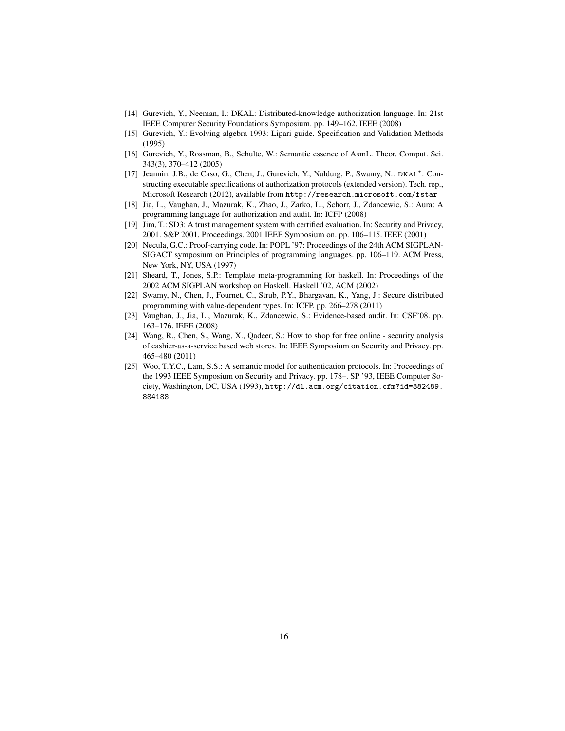[14] Gurevich, Y., Neeman, I.: DKAL: Distributed-knowledge authorization language. In: 21st IEEE Computer Security Foundations Symposium. pp. 149–162. IEEE (2008)

[15] Gurevich, Y.: Evolving algebra 1993: Lipari guide. Specification and Validation Methods (1995)

[16] Gurevich, Y., Rossman, B., Schulte, W.: Semantic essence of AsmL. Theor. Comput. Sci. 343(3), 370–412 (2005)

[17] Jeannin, J.B., de Caso, G., Chen, J., Gurevich, Y., Naldurg, P., Swamy, N.: DKAL*: Constructing executable specifications of authorization protocols (extended version). Tech. rep., Microsoft Research (2012), available from `http://research.microsoft.com/fstar`

[18] Jia, L., Vaughan, J., Mazurak, K., Zhao, J., Zarko, L., Schorr, J., Zdancewic, S.: Aura: A programming language for authorization and audit. In: ICFP (2008)

[19] Jim, T.: SD3: A trust management system with certified evaluation. In: Security and Privacy, 2001. S&P 2001. Proceedings. 2001 IEEE Symposium on. pp. 106–115. IEEE (2001)

[20] Necula, G.C.: Proof-carrying code. In: POPL '97: Proceedings of the 24th ACM SIGPLAN-SIGACT symposium on Principles of programming languages. pp. 106–119. ACM Press, New York, NY, USA (1997)

[21] Sheard, T., Jones, S.P.: Template meta-programming for haskell. In: Proceedings of the 2002 ACM SIGPLAN workshop on Haskell. Haskell '02, ACM (2002)

[22] Swamy, N., Chen, J., Fournet, C., Strub, P.Y., Bhargavan, K., Yang, J.: Secure distributed programming with value-dependent types. In: ICFP. pp. 266–278 (2011)

[23] Vaughan, J., Jia, L., Mazurak, K., Zdancewic, S.: Evidence-based audit. In: CSF'08. pp. 163–176. IEEE (2008)

[24] Wang, R., Chen, S., Wang, X., Qadeer, S.: How to shop for free online - security analysis of cashier-as-a-service based web stores. In: IEEE Symposium on Security and Privacy. pp. 465–480 (2011)

[25] Woo, T.Y.C., Lam, S.S.: A semantic model for authentication protocols. In: Proceedings of the 1993 IEEE Symposium on Security and Privacy. pp. 178–. SP '93, IEEE Computer Society, Washington, DC, USA (1993), `http://dl.acm.org/citation.cfm?id=882489.884188`